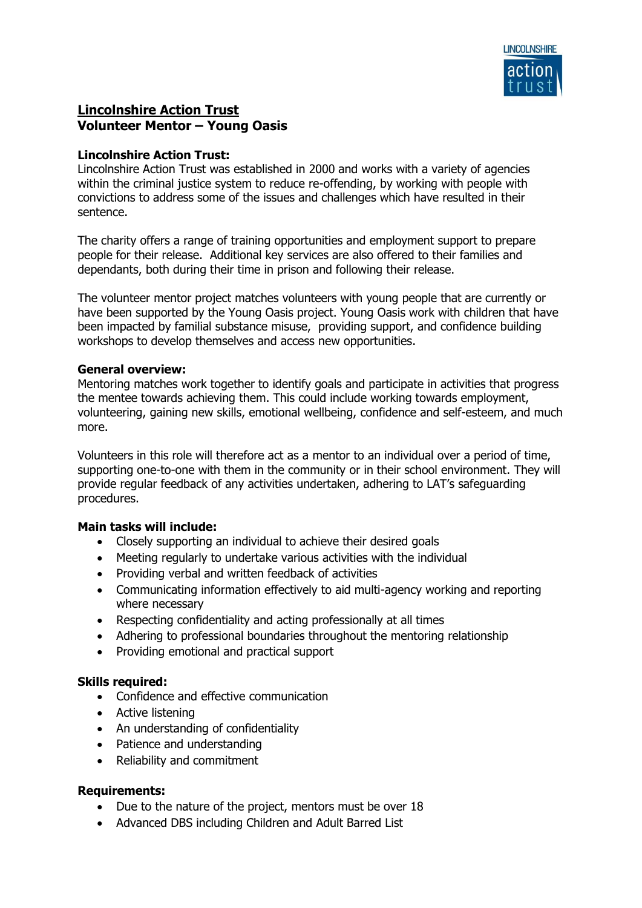LINCOLNSHIRE action trust

# Lincolnshire Action Trust
## Volunteer Mentor – Young Oasis

**Lincolnshire Action Trust:**
Lincolnshire Action Trust was established in 2000 and works with a variety of agencies within the criminal justice system to reduce re-offending, by working with people with convictions to address some of the issues and challenges which have resulted in their sentence.

The charity offers a range of training opportunities and employment support to prepare people for their release. Additional key services are also offered to their families and dependants, both during their time in prison and following their release.

The volunteer mentor project matches volunteers with young people that are currently or have been supported by the Young Oasis project. Young Oasis work with children that have been impacted by familial substance misuse, providing support, and confidence building workshops to develop themselves and access new opportunities.

**General overview:**
Mentoring matches work together to identify goals and participate in activities that progress the mentee towards achieving them. This could include working towards employment, volunteering, gaining new skills, emotional wellbeing, confidence and self-esteem, and much more.

Volunteers in this role will therefore act as a mentor to an individual over a period of time, supporting one-to-one with them in the community or in their school environment. They will provide regular feedback of any activities undertaken, adhering to LAT's safeguarding procedures.

**Main tasks will include:**

- Closely supporting an individual to achieve their desired goals
- Meeting regularly to undertake various activities with the individual
- Providing verbal and written feedback of activities
- Communicating information effectively to aid multi-agency working and reporting where necessary
- Respecting confidentiality and acting professionally at all times
- Adhering to professional boundaries throughout the mentoring relationship
- Providing emotional and practical support

**Skills required:**

- Confidence and effective communication
- Active listening
- An understanding of confidentiality
- Patience and understanding
- Reliability and commitment

**Requirements:**

- Due to the nature of the project, mentors must be over 18
- Advanced DBS including Children and Adult Barred List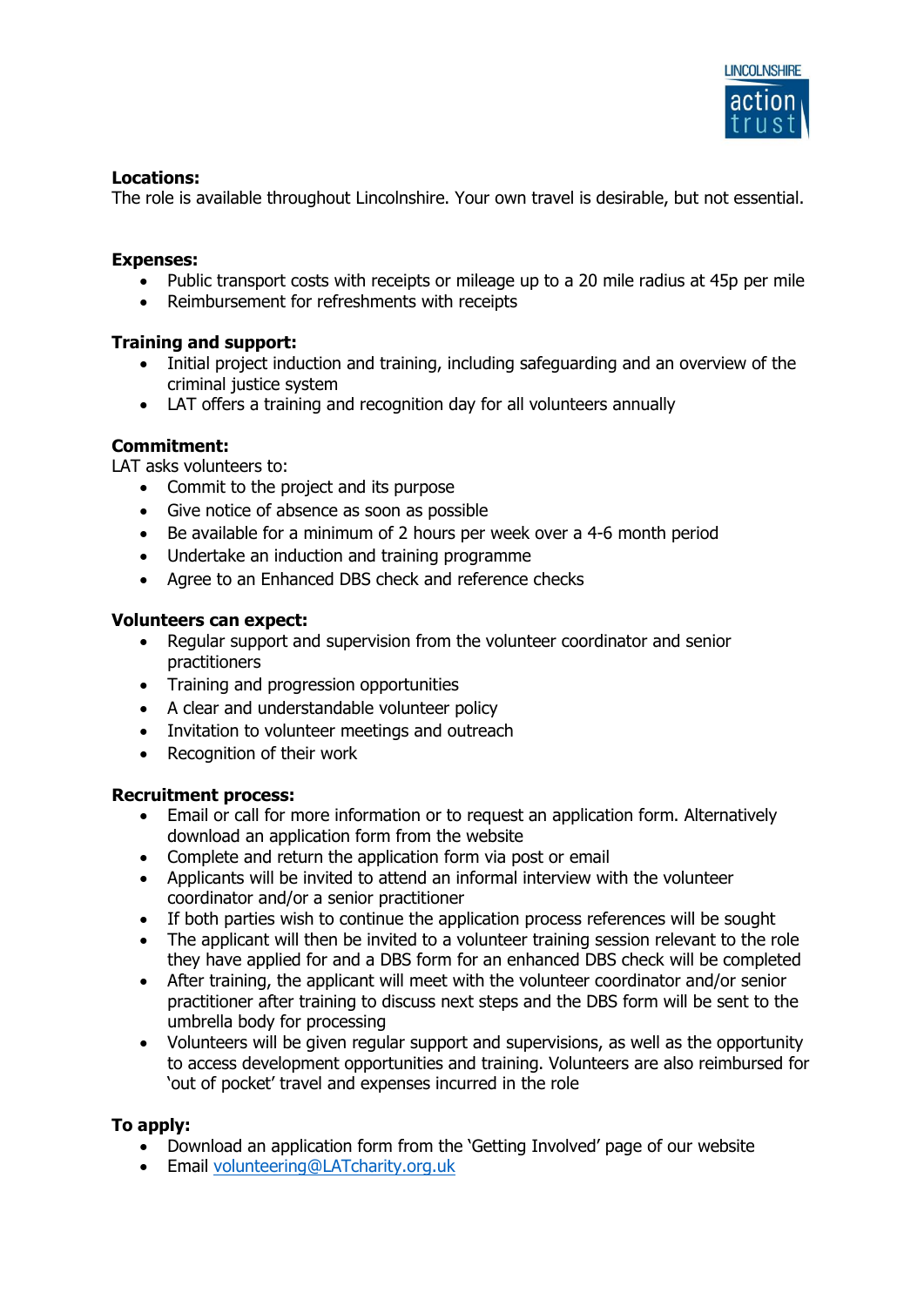**Locations:**
The role is available throughout Lincolnshire. Your own travel is desirable, but not essential.

**Expenses:**

- Public transport costs with receipts or mileage up to a 20 mile radius at 45p per mile
- Reimbursement for refreshments with receipts

**Training and support:**

- Initial project induction and training, including safeguarding and an overview of the criminal justice system
- LAT offers a training and recognition day for all volunteers annually

**Commitment:**
LAT asks volunteers to:

- Commit to the project and its purpose
- Give notice of absence as soon as possible
- Be available for a minimum of 2 hours per week over a 4-6 month period
- Undertake an induction and training programme
- Agree to an Enhanced DBS check and reference checks

**Volunteers can expect:**

- Regular support and supervision from the volunteer coordinator and senior practitioners
- Training and progression opportunities
- A clear and understandable volunteer policy
- Invitation to volunteer meetings and outreach
- Recognition of their work

**Recruitment process:**

- Email or call for more information or to request an application form. Alternatively download an application form from the website
- Complete and return the application form via post or email
- Applicants will be invited to attend an informal interview with the volunteer coordinator and/or a senior practitioner
- If both parties wish to continue the application process references will be sought
- The applicant will then be invited to a volunteer training session relevant to the role they have applied for and a DBS form for an enhanced DBS check will be completed
- After training, the applicant will meet with the volunteer coordinator and/or senior practitioner after training to discuss next steps and the DBS form will be sent to the umbrella body for processing
- Volunteers will be given regular support and supervisions, as well as the opportunity to access development opportunities and training. Volunteers are also reimbursed for 'out of pocket' travel and expenses incurred in the role

**To apply:**

- Download an application form from the 'Getting Involved' page of our website
- Email volunteering@LATcharity.org.uk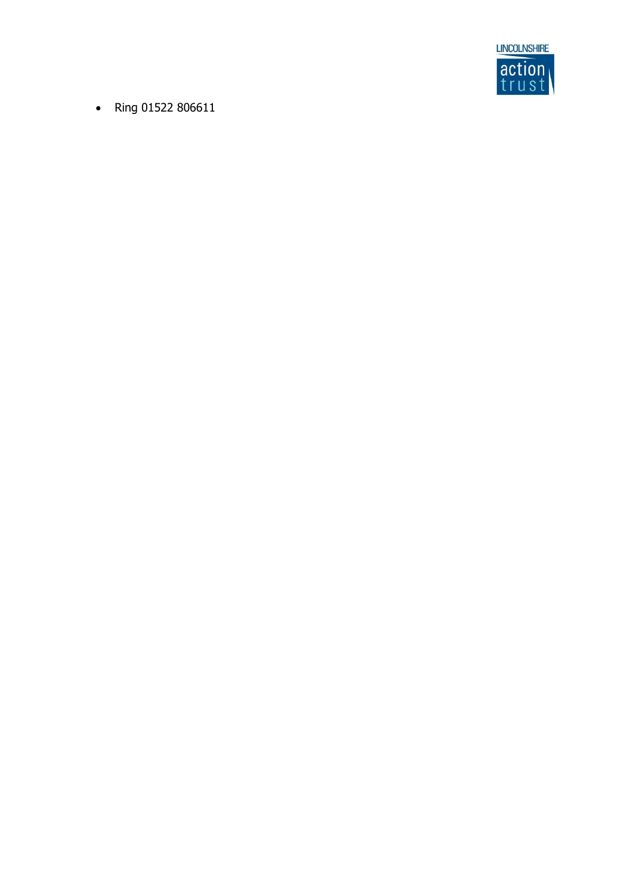- Ring 01522 806611